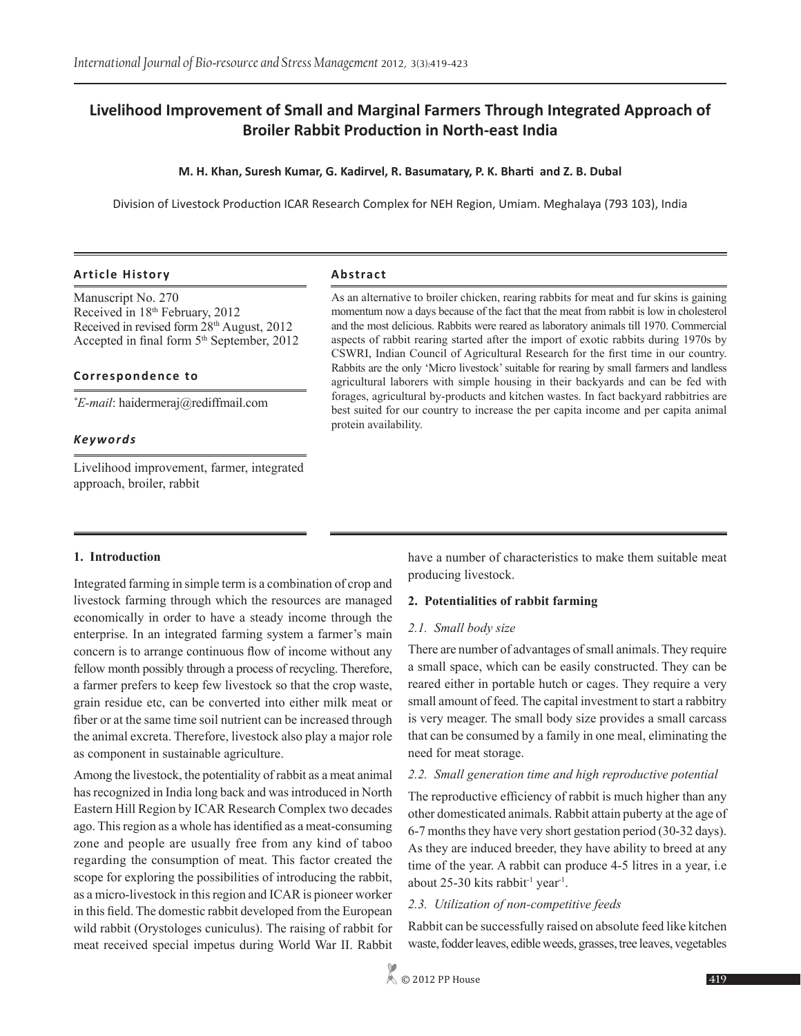# Livelihood Improvement of Small and Marginal Farmers Through Integrated Approach of Broiler Rabbit Production in North-east India

**M. H. Khan, Suresh Kumar, G. Kadirvel, R. Basumatary, P. K. Bharti and Z. B. Dubal**

Division of Livestock Production ICAR Research Complex for NEH Region, Umiam. Meghalaya (793 103), India

**Article History**

Manuscript No. 270
Received in 18th February, 2012
Received in revised form 28th August, 2012
Accepted in final form 5th September, 2012

**Correspondence to**

*E-mail: haidermeraj@rediffmail.com

***Keywords***

Livelihood improvement, farmer, integrated approach, broiler, rabbit

**Abstract**

As an alternative to broiler chicken, rearing rabbits for meat and fur skins is gaining momentum now a days because of the fact that the meat from rabbit is low in cholesterol and the most delicious. Rabbits were reared as laboratory animals till 1970. Commercial aspects of rabbit rearing started after the import of exotic rabbits during 1970s by CSWRI, Indian Council of Agricultural Research for the first time in our country. Rabbits are the only 'Micro livestock' suitable for rearing by small farmers and landless agricultural laborers with simple housing in their backyards and can be fed with forages, agricultural by-products and kitchen wastes. In fact backyard rabbitries are best suited for our country to increase the per capita income and per capita animal protein availability.

## 1. Introduction

Integrated farming in simple term is a combination of crop and livestock farming through which the resources are managed economically in order to have a steady income through the enterprise. In an integrated farming system a farmer's main concern is to arrange continuous flow of income without any fellow month possibly through a process of recycling. Therefore, a farmer prefers to keep few livestock so that the crop waste, grain residue etc, can be converted into either milk meat or fiber or at the same time soil nutrient can be increased through the animal excreta. Therefore, livestock also play a major role as component in sustainable agriculture.

Among the livestock, the potentiality of rabbit as a meat animal has recognized in India long back and was introduced in North Eastern Hill Region by ICAR Research Complex two decades ago. This region as a whole has identified as a meat-consuming zone and people are usually free from any kind of taboo regarding the consumption of meat. This factor created the scope for exploring the possibilities of introducing the rabbit, as a micro-livestock in this region and ICAR is pioneer worker in this field. The domestic rabbit developed from the European wild rabbit (Orystologes cuniculus). The raising of rabbit for meat received special impetus during World War II. Rabbit have a number of characteristics to make them suitable meat producing livestock.

## 2. Potentialities of rabbit farming

### *2.1. Small body size*

There are number of advantages of small animals. They require a small space, which can be easily constructed. They can be reared either in portable hutch or cages. They require a very small amount of feed. The capital investment to start a rabbitry is very meager. The small body size provides a small carcass that can be consumed by a family in one meal, eliminating the need for meat storage.

### *2.2. Small generation time and high reproductive potential*

The reproductive efficiency of rabbit is much higher than any other domesticated animals. Rabbit attain puberty at the age of 6-7 months they have very short gestation period (30-32 days). As they are induced breeder, they have ability to breed at any time of the year. A rabbit can produce 4-5 litres in a year, i.e about 25-30 kits rabbit$^{-1}$ year$^{-1}$.

### *2.3. Utilization of non-competitive feeds*

Rabbit can be successfully raised on absolute feed like kitchen waste, fodder leaves, edible weeds, grasses, tree leaves, vegetables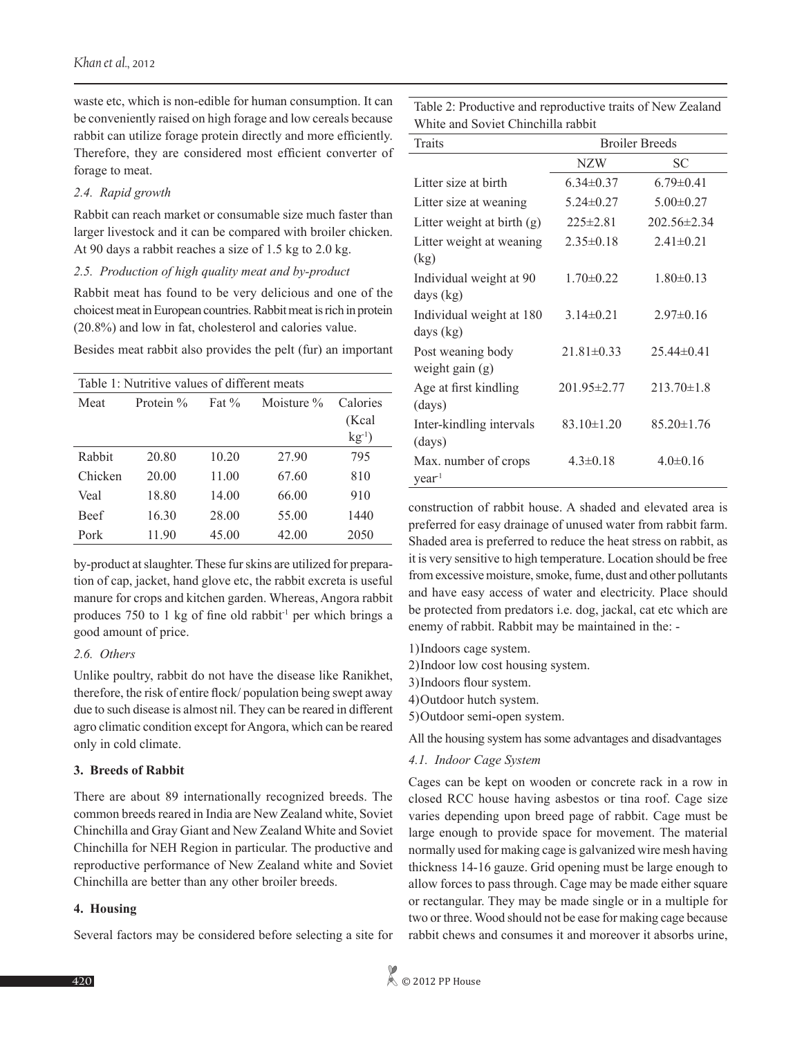waste etc, which is non-edible for human consumption. It can be conveniently raised on high forage and low cereals because rabbit can utilize forage protein directly and more efficiently. Therefore, they are considered most efficient converter of forage to meat.

### *2.4. Rapid growth*

Rabbit can reach market or consumable size much faster than larger livestock and it can be compared with broiler chicken. At 90 days a rabbit reaches a size of 1.5 kg to 2.0 kg.

### *2.5. Production of high quality meat and by-product*

Rabbit meat has found to be very delicious and one of the choicest meat in European countries. Rabbit meat is rich in protein (20.8%) and low in fat, cholesterol and calories value.

Besides meat rabbit also provides the pelt (fur) an important by-product at slaughter. These fur skins are utilized for preparation of cap, jacket, hand glove etc, the rabbit excreta is useful manure for crops and kitchen garden. Whereas, Angora rabbit produces 750 to 1 kg of fine old rabbit$^{-1}$ per which brings a good amount of price.

Table 1: Nutritive values of different meats

| Meat | Protein % | Fat % | Moisture % | Calories (Kcal kg$^{-1}$) |
|---|---|---|---|---|
| Rabbit | 20.80 | 10.20 | 27.90 | 795 |
| Chicken | 20.00 | 11.00 | 67.60 | 810 |
| Veal | 18.80 | 14.00 | 66.00 | 910 |
| Beef | 16.30 | 28.00 | 55.00 | 1440 |
| Pork | 11.90 | 45.00 | 42.00 | 2050 |

### *2.6. Others*

Unlike poultry, rabbit do not have the disease like Ranikhet, therefore, the risk of entire flock/ population being swept away due to such disease is almost nil. They can be reared in different agro climatic condition except for Angora, which can be reared only in cold climate.

## 3. Breeds of Rabbit

There are about 89 internationally recognized breeds. The common breeds reared in India are New Zealand white, Soviet Chinchilla and Gray Giant and New Zealand White and Soviet Chinchilla for NEH Region in particular. The productive and reproductive performance of New Zealand white and Soviet Chinchilla are better than any other broiler breeds.

Table 2: Productive and reproductive traits of New Zealand White and Soviet Chinchilla rabbit

| Traits | Broiler Breeds | |
|---|---|---|
| | NZW | SC |
| Litter size at birth | 6.34±0.37 | 6.79±0.41 |
| Litter size at weaning | 5.24±0.27 | 5.00±0.27 |
| Litter weight at birth (g) | 225±2.81 | 202.56±2.34 |
| Litter weight at weaning (kg) | 2.35±0.18 | 2.41±0.21 |
| Individual weight at 90 days (kg) | 1.70±0.22 | 1.80±0.13 |
| Individual weight at 180 days (kg) | 3.14±0.21 | 2.97±0.16 |
| Post weaning body weight gain (g) | 21.81±0.33 | 25.44±0.41 |
| Age at first kindling (days) | 201.95±2.77 | 213.70±1.8 |
| Inter-kindling intervals (days) | 83.10±1.20 | 85.20±1.76 |
| Max. number of crops year$^{-1}$ | 4.3±0.18 | 4.0±0.16 |

## 4. Housing

Several factors may be considered before selecting a site for construction of rabbit house. A shaded and elevated area is preferred for easy drainage of unused water from rabbit farm. Shaded area is preferred to reduce the heat stress on rabbit, as it is very sensitive to high temperature. Location should be free from excessive moisture, smoke, fume, dust and other pollutants and have easy access of water and electricity. Place should be protected from predators i.e. dog, jackal, cat etc which are enemy of rabbit. Rabbit may be maintained in the: -

1) Indoors cage system.
2) Indoor low cost housing system.
3) Indoors flour system.
4) Outdoor hutch system.
5) Outdoor semi-open system.

All the housing system has some advantages and disadvantages

### *4.1. Indoor Cage System*

Cages can be kept on wooden or concrete rack in a row in closed RCC house having asbestos or tina roof. Cage size varies depending upon breed page of rabbit. Cage must be large enough to provide space for movement. The material normally used for making cage is galvanized wire mesh having thickness 14-16 gauze. Grid opening must be large enough to allow forces to pass through. Cage may be made either square or rectangular. They may be made single or in a multiple for two or three. Wood should not be ease for making cage because rabbit chews and consumes it and moreover it absorbs urine,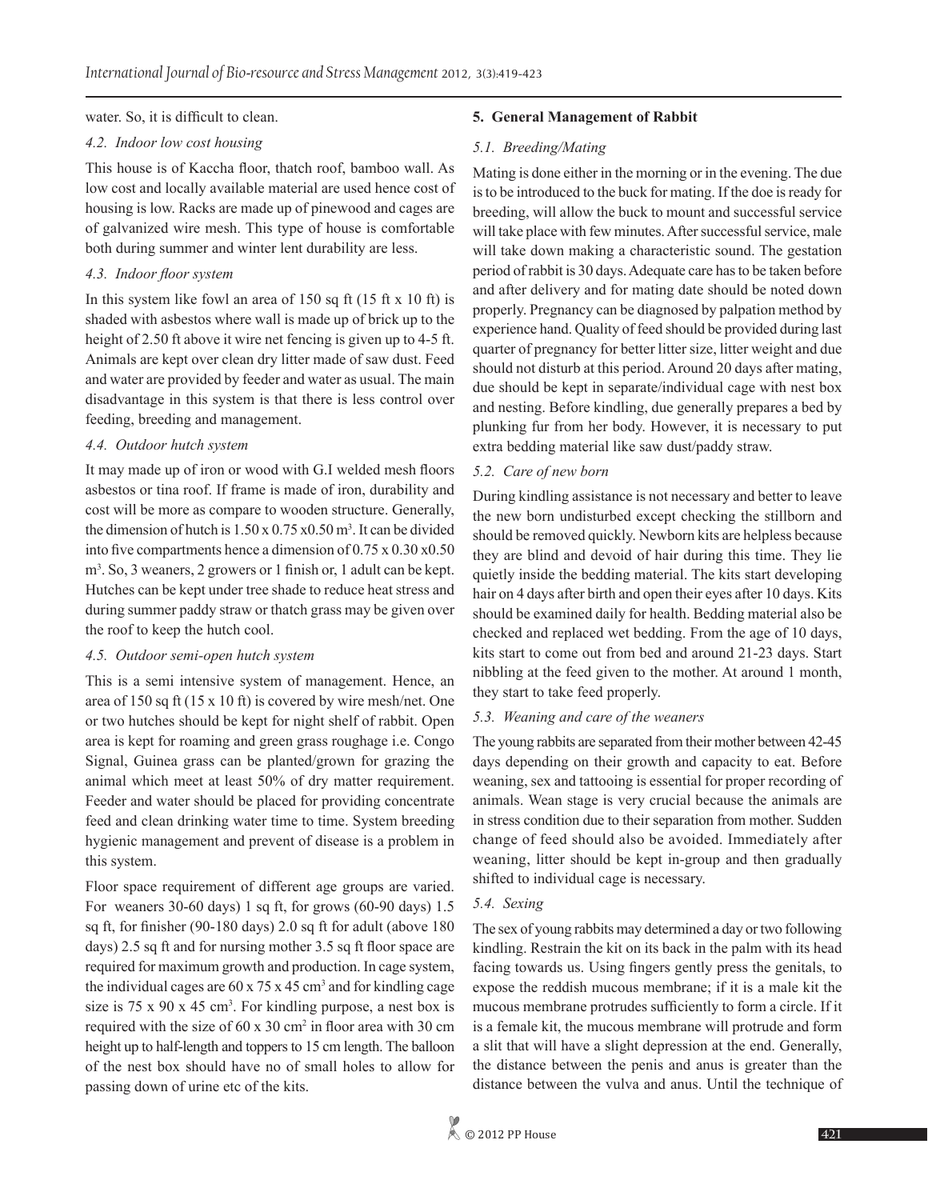water. So, it is difficult to clean.

### *4.2. Indoor low cost housing*

This house is of Kaccha floor, thatch roof, bamboo wall. As low cost and locally available material are used hence cost of housing is low. Racks are made up of pinewood and cages are of galvanized wire mesh. This type of house is comfortable both during summer and winter lent durability are less.

### *4.3. Indoor floor system*

In this system like fowl an area of 150 sq ft (15 ft x 10 ft) is shaded with asbestos where wall is made up of brick up to the height of 2.50 ft above it wire net fencing is given up to 4-5 ft. Animals are kept over clean dry litter made of saw dust. Feed and water are provided by feeder and water as usual. The main disadvantage in this system is that there is less control over feeding, breeding and management.

### *4.4. Outdoor hutch system*

It may made up of iron or wood with G.I welded mesh floors asbestos or tina roof. If frame is made of iron, durability and cost will be more as compare to wooden structure. Generally, the dimension of hutch is 1.50 x 0.75 x0.50 $m^3$. It can be divided into five compartments hence a dimension of 0.75 x 0.30 x0.50 $m^3$. So, 3 weaners, 2 growers or 1 finish or, 1 adult can be kept. Hutches can be kept under tree shade to reduce heat stress and during summer paddy straw or thatch grass may be given over the roof to keep the hutch cool.

### *4.5. Outdoor semi-open hutch system*

This is a semi intensive system of management. Hence, an area of 150 sq ft (15 x 10 ft) is covered by wire mesh/net. One or two hutches should be kept for night shelf of rabbit. Open area is kept for roaming and green grass roughage i.e. Congo Signal, Guinea grass can be planted/grown for grazing the animal which meet at least 50% of dry matter requirement. Feeder and water should be placed for providing concentrate feed and clean drinking water time to time. System breeding hygienic management and prevent of disease is a problem in this system.

Floor space requirement of different age groups are varied. For weaners 30-60 days) 1 sq ft, for grows (60-90 days) 1.5 sq ft, for finisher (90-180 days) 2.0 sq ft for adult (above 180 days) 2.5 sq ft and for nursing mother 3.5 sq ft floor space are required for maximum growth and production. In cage system, the individual cages are 60 x 75 x 45 $cm^3$ and for kindling cage size is 75 x 90 x 45 $cm^3$. For kindling purpose, a nest box is required with the size of 60 x 30 $cm^2$ in floor area with 30 cm height up to half-length and toppers to 15 cm length. The balloon of the nest box should have no of small holes to allow for passing down of urine etc of the kits.

## 5. General Management of Rabbit

### *5.1. Breeding/Mating*

Mating is done either in the morning or in the evening. The due is to be introduced to the buck for mating. If the doe is ready for breeding, will allow the buck to mount and successful service will take place with few minutes. After successful service, male will take down making a characteristic sound. The gestation period of rabbit is 30 days. Adequate care has to be taken before and after delivery and for mating date should be noted down properly. Pregnancy can be diagnosed by palpation method by experience hand. Quality of feed should be provided during last quarter of pregnancy for better litter size, litter weight and due should not disturb at this period. Around 20 days after mating, due should be kept in separate/individual cage with nest box and nesting. Before kindling, due generally prepares a bed by plunking fur from her body. However, it is necessary to put extra bedding material like saw dust/paddy straw.

### *5.2. Care of new born*

During kindling assistance is not necessary and better to leave the new born undisturbed except checking the stillborn and should be removed quickly. Newborn kits are helpless because they are blind and devoid of hair during this time. They lie quietly inside the bedding material. The kits start developing hair on 4 days after birth and open their eyes after 10 days. Kits should be examined daily for health. Bedding material also be checked and replaced wet bedding. From the age of 10 days, kits start to come out from bed and around 21-23 days. Start nibbling at the feed given to the mother. At around 1 month, they start to take feed properly.

### *5.3. Weaning and care of the weaners*

The young rabbits are separated from their mother between 42-45 days depending on their growth and capacity to eat. Before weaning, sex and tattooing is essential for proper recording of animals. Wean stage is very crucial because the animals are in stress condition due to their separation from mother. Sudden change of feed should also be avoided. Immediately after weaning, litter should be kept in-group and then gradually shifted to individual cage is necessary.

### *5.4. Sexing*

The sex of young rabbits may determined a day or two following kindling. Restrain the kit on its back in the palm with its head facing towards us. Using fingers gently press the genitals, to expose the reddish mucous membrane; if it is a male kit the mucous membrane protrudes sufficiently to form a circle. If it is a female kit, the mucous membrane will protrude and form a slit that will have a slight depression at the end. Generally, the distance between the penis and anus is greater than the distance between the vulva and anus. Until the technique of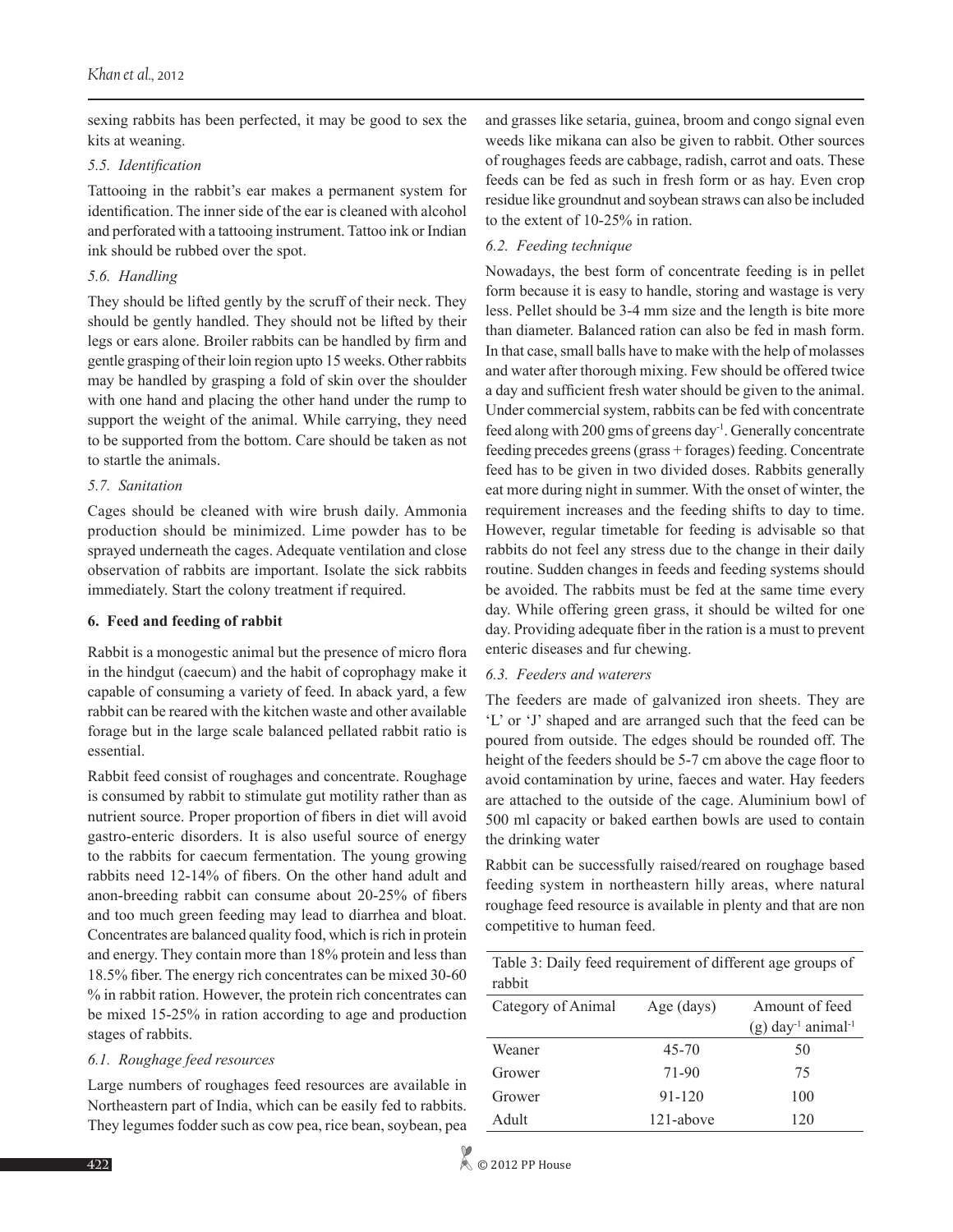sexing rabbits has been perfected, it may be good to sex the kits at weaning.

### *5.5. Identification*

Tattooing in the rabbit's ear makes a permanent system for identification. The inner side of the ear is cleaned with alcohol and perforated with a tattooing instrument. Tattoo ink or Indian ink should be rubbed over the spot.

### *5.6. Handling*

They should be lifted gently by the scruff of their neck. They should be gently handled. They should not be lifted by their legs or ears alone. Broiler rabbits can be handled by firm and gentle grasping of their loin region upto 15 weeks. Other rabbits may be handled by grasping a fold of skin over the shoulder with one hand and placing the other hand under the rump to support the weight of the animal. While carrying, they need to be supported from the bottom. Care should be taken as not to startle the animals.

### *5.7. Sanitation*

Cages should be cleaned with wire brush daily. Ammonia production should be minimized. Lime powder has to be sprayed underneath the cages. Adequate ventilation and close observation of rabbits are important. Isolate the sick rabbits immediately. Start the colony treatment if required.

## **6. Feed and feeding of rabbit**

Rabbit is a monogestic animal but the presence of micro flora in the hindgut (caecum) and the habit of coprophagy make it capable of consuming a variety of feed. In aback yard, a few rabbit can be reared with the kitchen waste and other available forage but in the large scale balanced pelleted rabbit ratio is essential.

Rabbit feed consist of roughages and concentrate. Roughage is consumed by rabbit to stimulate gut motility rather than as nutrient source. Proper proportion of fibers in diet will avoid gastro-enteric disorders. It is also useful source of energy to the rabbits for caecum fermentation. The young growing rabbits need 12-14% of fibers. On the other hand adult and anon-breeding rabbit can consume about 20-25% of fibers and too much green feeding may lead to diarrhea and bloat. Concentrates are balanced quality food, which is rich in protein and energy. They contain more than 18% protein and less than 18.5% fiber. The energy rich concentrates can be mixed 30-60 % in rabbit ration. However, the protein rich concentrates can be mixed 15-25% in ration according to age and production stages of rabbits.

### *6.1. Roughage feed resources*

Large numbers of roughages feed resources are available in Northeastern part of India, which can be easily fed to rabbits. They legumes fodder such as cow pea, rice bean, soybean, pea and grasses like setaria, guinea, broom and congo signal even weeds like mikana can also be given to rabbit. Other sources of roughages feeds are cabbage, radish, carrot and oats. These feeds can be fed as such in fresh form or as hay. Even crop residue like groundnut and soybean straws can also be included to the extent of 10-25% in ration.

### *6.2. Feeding technique*

Nowadays, the best form of concentrate feeding is in pellet form because it is easy to handle, storing and wastage is very less. Pellet should be 3-4 mm size and the length is bite more than diameter. Balanced ration can also be fed in mash form. In that case, small balls have to make with the help of molasses and water after thorough mixing. Few should be offered twice a day and sufficient fresh water should be given to the animal. Under commercial system, rabbits can be fed with concentrate feed along with 200 gms of greens day$^{-1}$. Generally concentrate feeding precedes greens (grass + forages) feeding. Concentrate feed has to be given in two divided doses. Rabbits generally eat more during night in summer. With the onset of winter, the requirement increases and the feeding shifts to day to time. However, regular timetable for feeding is advisable so that rabbits do not feel any stress due to the change in their daily routine. Sudden changes in feeds and feeding systems should be avoided. The rabbits must be fed at the same time every day. While offering green grass, it should be wilted for one day. Providing adequate fiber in the ration is a must to prevent enteric diseases and fur chewing.

### *6.3. Feeders and waterers*

The feeders are made of galvanized iron sheets. They are 'L' or 'J' shaped and are arranged such that the feed can be poured from outside. The edges should be rounded off. The height of the feeders should be 5-7 cm above the cage floor to avoid contamination by urine, faeces and water. Hay feeders are attached to the outside of the cage. Aluminium bowl of 500 ml capacity or baked earthen bowls are used to contain the drinking water

Rabbit can be successfully raised/reared on roughage based feeding system in northeastern hilly areas, where natural roughage feed resource is available in plenty and that are non competitive to human feed.

Table 3: Daily feed requirement of different age groups of rabbit

| Category of Animal | Age (days) | Amount of feed (g) day$^{-1}$ animal$^{-1}$ |
|---|---|---|
| Weaner | 45-70 | 50 |
| Grower | 71-90 | 75 |
| Grower | 91-120 | 100 |
| Adult | 121-above | 120 |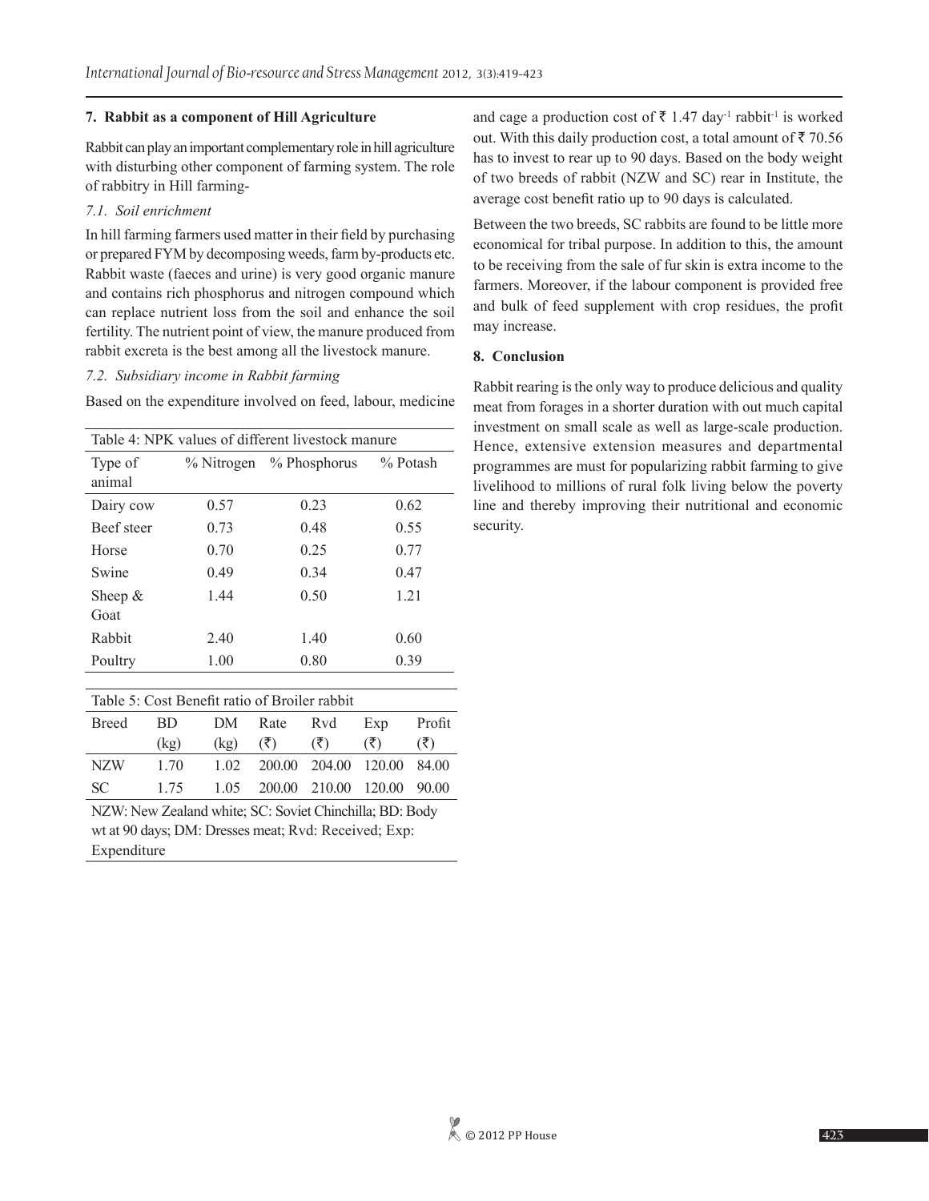## 7. Rabbit as a component of Hill Agriculture

Rabbit can play an important complementary role in hill agriculture with disturbing other component of farming system. The role of rabbitry in Hill farming-

### *7.1. Soil enrichment*

In hill farming farmers used matter in their field by purchasing or prepared FYM by decomposing weeds, farm by-products etc. Rabbit waste (faeces and urine) is very good organic manure and contains rich phosphorus and nitrogen compound which can replace nutrient loss from the soil and enhance the soil fertility. The nutrient point of view, the manure produced from rabbit excreta is the best among all the livestock manure.

### *7.2. Subsidiary income in Rabbit farming*

Based on the expenditure involved on feed, labour, medicine and cage a production cost of ₹ 1.47 day$^{-1}$ rabbit$^{-1}$ is worked out. With this daily production cost, a total amount of ₹ 70.56 has to invest to rear up to 90 days. Based on the body weight of two breeds of rabbit (NZW and SC) rear in Institute, the average cost benefit ratio up to 90 days is calculated.

Table 4: NPK values of different livestock manure

| Type of animal | % Nitrogen | % Phosphorus | % Potash |
|---|---|---|---|
| Dairy cow | 0.57 | 0.23 | 0.62 |
| Beef steer | 0.73 | 0.48 | 0.55 |
| Horse | 0.70 | 0.25 | 0.77 |
| Swine | 0.49 | 0.34 | 0.47 |
| Sheep & Goat | 1.44 | 0.50 | 1.21 |
| Rabbit | 2.40 | 1.40 | 0.60 |
| Poultry | 1.00 | 0.80 | 0.39 |

Table 5: Cost Benefit ratio of Broiler rabbit

| Breed | BD (kg) | DM (kg) | Rate (₹) | Rvd (₹) | Exp (₹) | Profit (₹) |
|---|---|---|---|---|---|---|
| NZW | 1.70 | 1.02 | 200.00 | 204.00 | 120.00 | 84.00 |
| SC | 1.75 | 1.05 | 200.00 | 210.00 | 120.00 | 90.00 |

NZW: New Zealand white; SC: Soviet Chinchilla; BD: Body wt at 90 days; DM: Dresses meat; Rvd: Received; Exp: Expenditure

Between the two breeds, SC rabbits are found to be little more economical for tribal purpose. In addition to this, the amount to be receiving from the sale of fur skin is extra income to the farmers. Moreover, if the labour component is provided free and bulk of feed supplement with crop residues, the profit may increase.

## 8. Conclusion

Rabbit rearing is the only way to produce delicious and quality meat from forages in a shorter duration with out much capital investment on small scale as well as large-scale production. Hence, extensive extension measures and departmental programmes are must for popularizing rabbit farming to give livelihood to millions of rural folk living below the poverty line and thereby improving their nutritional and economic security.